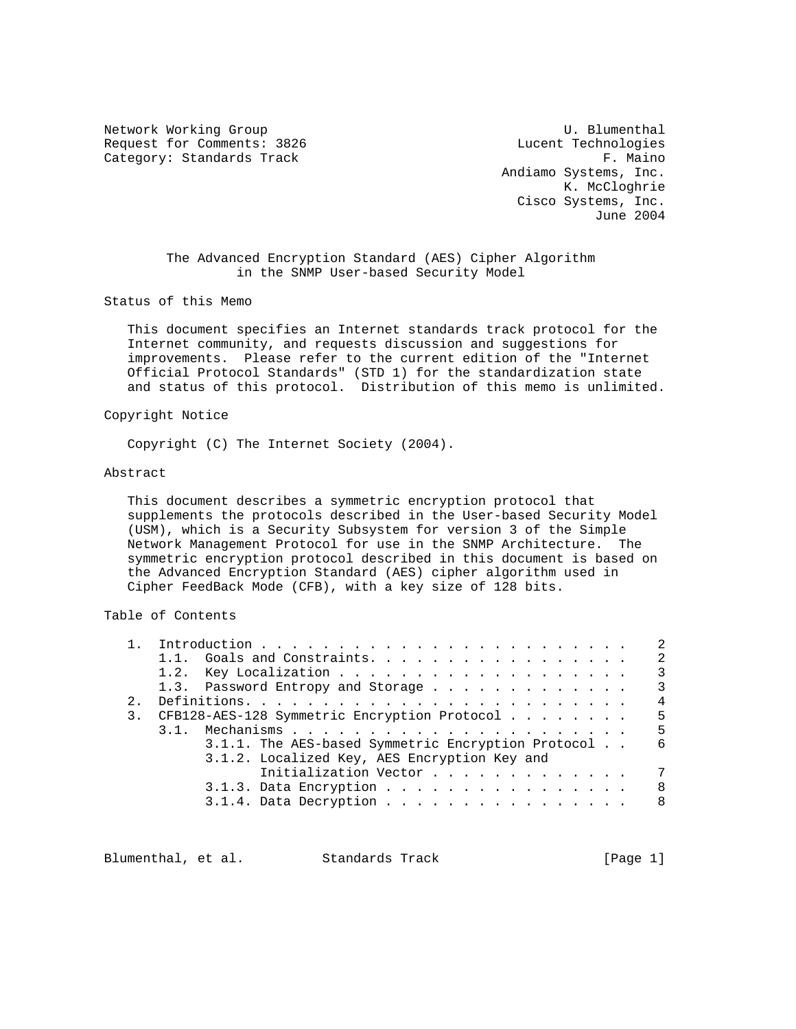Network Working Group U. Blumenthal
Request for Comments: 3826 Lucent Technologies
Category: Standards Track F. Maino
Andiamo Systems, Inc.
K. McCloghrie
Cisco Systems, Inc.
June 2004

# The Advanced Encryption Standard (AES) Cipher Algorithm in the SNMP User-based Security Model

## Status of this Memo

This document specifies an Internet standards track protocol for the Internet community, and requests discussion and suggestions for improvements. Please refer to the current edition of the "Internet Official Protocol Standards" (STD 1) for the standardization state and status of this protocol. Distribution of this memo is unlimited.

## Copyright Notice

Copyright (C) The Internet Society (2004).

## Abstract

This document describes a symmetric encryption protocol that supplements the protocols described in the User-based Security Model (USM), which is a Security Subsystem for version 3 of the Simple Network Management Protocol for use in the SNMP Architecture. The symmetric encryption protocol described in this document is based on the Advanced Encryption Standard (AES) cipher algorithm used in Cipher FeedBack Mode (CFB), with a key size of 128 bits.

## Table of Contents

```
   1.  Introduction . . . . . . . . . . . . . . . . . . . . . . . .   2
       1.1.  Goals and Constraints. . . . . . . . . . . . . . . . .   2
       1.2.  Key Localization . . . . . . . . . . . . . . . . . . .   3
       1.3.  Password Entropy and Storage . . . . . . . . . . . . .   3
   2.  Definitions. . . . . . . . . . . . . . . . . . . . . . . . .   4
   3.  CFB128-AES-128 Symmetric Encryption Protocol . . . . . . . .   5
       3.1.  Mechanisms . . . . . . . . . . . . . . . . . . . . . .   5
             3.1.1. The AES-based Symmetric Encryption Protocol . .   6
             3.1.2. Localized Key, AES Encryption Key and
                    Initialization Vector . . . . . . . . . . . . .   7
             3.1.3. Data Encryption . . . . . . . . . . . . . . . .   8
             3.1.4. Data Decryption . . . . . . . . . . . . . . . .   8
```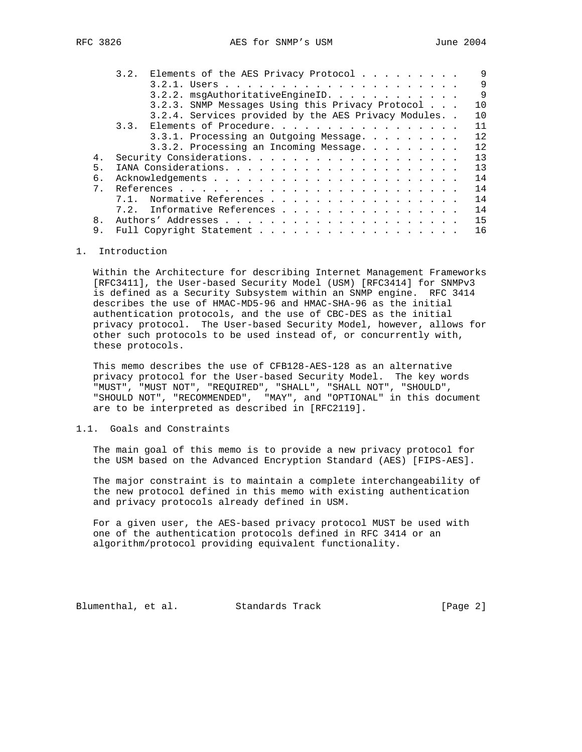3.2. Elements of the AES Privacy Protocol . . . . . . . . . 9
3.2.1. Users . . . . . . . . . . . . . . . . . . . . . 9
3.2.2. msgAuthoritativeEngineID. . . . . . . . . . . . 9
3.2.3. SNMP Messages Using this Privacy Protocol . . . 10
3.2.4. Services provided by the AES Privacy Modules. . 10
3.3. Elements of Procedure. . . . . . . . . . . . . . . . . 11
3.3.1. Processing an Outgoing Message. . . . . . . . . 12
3.3.2. Processing an Incoming Message. . . . . . . . . 12
4. Security Considerations. . . . . . . . . . . . . . . . . . . 13
5. IANA Considerations. . . . . . . . . . . . . . . . . . . . . 13
6. Acknowledgements . . . . . . . . . . . . . . . . . . . . . . 14
7. References . . . . . . . . . . . . . . . . . . . . . . . . . 14
7.1. Normative References . . . . . . . . . . . . . . . . . 14
7.2. Informative References . . . . . . . . . . . . . . . . 14
8. Authors' Addresses . . . . . . . . . . . . . . . . . . . . . 15
9. Full Copyright Statement . . . . . . . . . . . . . . . . . . 16

# 1. Introduction

Within the Architecture for describing Internet Management Frameworks [RFC3411], the User-based Security Model (USM) [RFC3414] for SNMPv3 is defined as a Security Subsystem within an SNMP engine. RFC 3414 describes the use of HMAC-MD5-96 and HMAC-SHA-96 as the initial authentication protocols, and the use of CBC-DES as the initial privacy protocol. The User-based Security Model, however, allows for other such protocols to be used instead of, or concurrently with, these protocols.

This memo describes the use of CFB128-AES-128 as an alternative privacy protocol for the User-based Security Model. The key words "MUST", "MUST NOT", "REQUIRED", "SHALL", "SHALL NOT", "SHOULD", "SHOULD NOT", "RECOMMENDED", "MAY", and "OPTIONAL" in this document are to be interpreted as described in [RFC2119].

## 1.1. Goals and Constraints

The main goal of this memo is to provide a new privacy protocol for the USM based on the Advanced Encryption Standard (AES) [FIPS-AES].

The major constraint is to maintain a complete interchangeability of the new protocol defined in this memo with existing authentication and privacy protocols already defined in USM.

For a given user, the AES-based privacy protocol MUST be used with one of the authentication protocols defined in RFC 3414 or an algorithm/protocol providing equivalent functionality.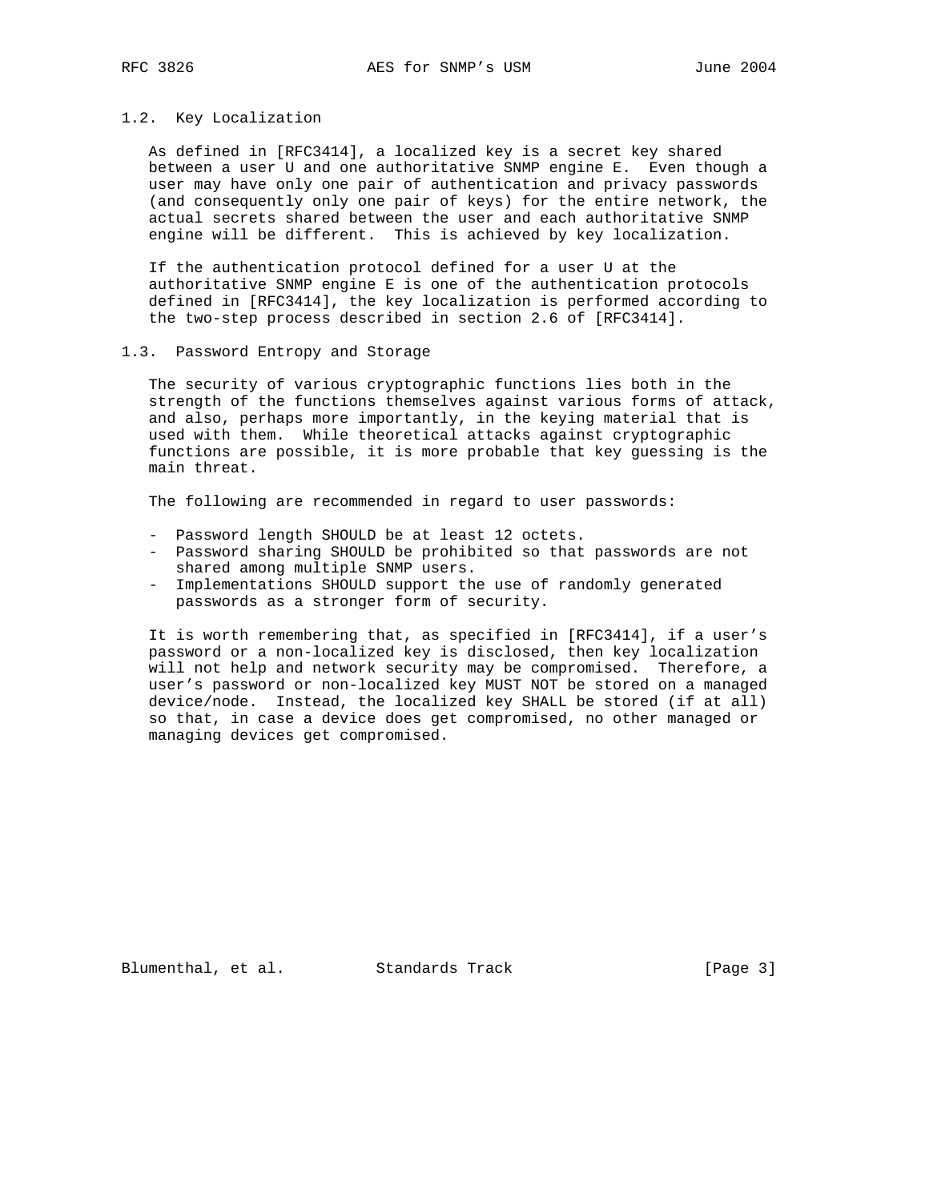### 1.2. Key Localization

As defined in [RFC3414], a localized key is a secret key shared between a user U and one authoritative SNMP engine E. Even though a user may have only one pair of authentication and privacy passwords (and consequently only one pair of keys) for the entire network, the actual secrets shared between the user and each authoritative SNMP engine will be different. This is achieved by key localization.

If the authentication protocol defined for a user U at the authoritative SNMP engine E is one of the authentication protocols defined in [RFC3414], the key localization is performed according to the two-step process described in section 2.6 of [RFC3414].

### 1.3. Password Entropy and Storage

The security of various cryptographic functions lies both in the strength of the functions themselves against various forms of attack, and also, perhaps more importantly, in the keying material that is used with them. While theoretical attacks against cryptographic functions are possible, it is more probable that key guessing is the main threat.

The following are recommended in regard to user passwords:

- Password length SHOULD be at least 12 octets.
- Password sharing SHOULD be prohibited so that passwords are not shared among multiple SNMP users.
- Implementations SHOULD support the use of randomly generated passwords as a stronger form of security.

It is worth remembering that, as specified in [RFC3414], if a user's password or a non-localized key is disclosed, then key localization will not help and network security may be compromised. Therefore, a user's password or non-localized key MUST NOT be stored on a managed device/node. Instead, the localized key SHALL be stored (if at all) so that, in case a device does get compromised, no other managed or managing devices get compromised.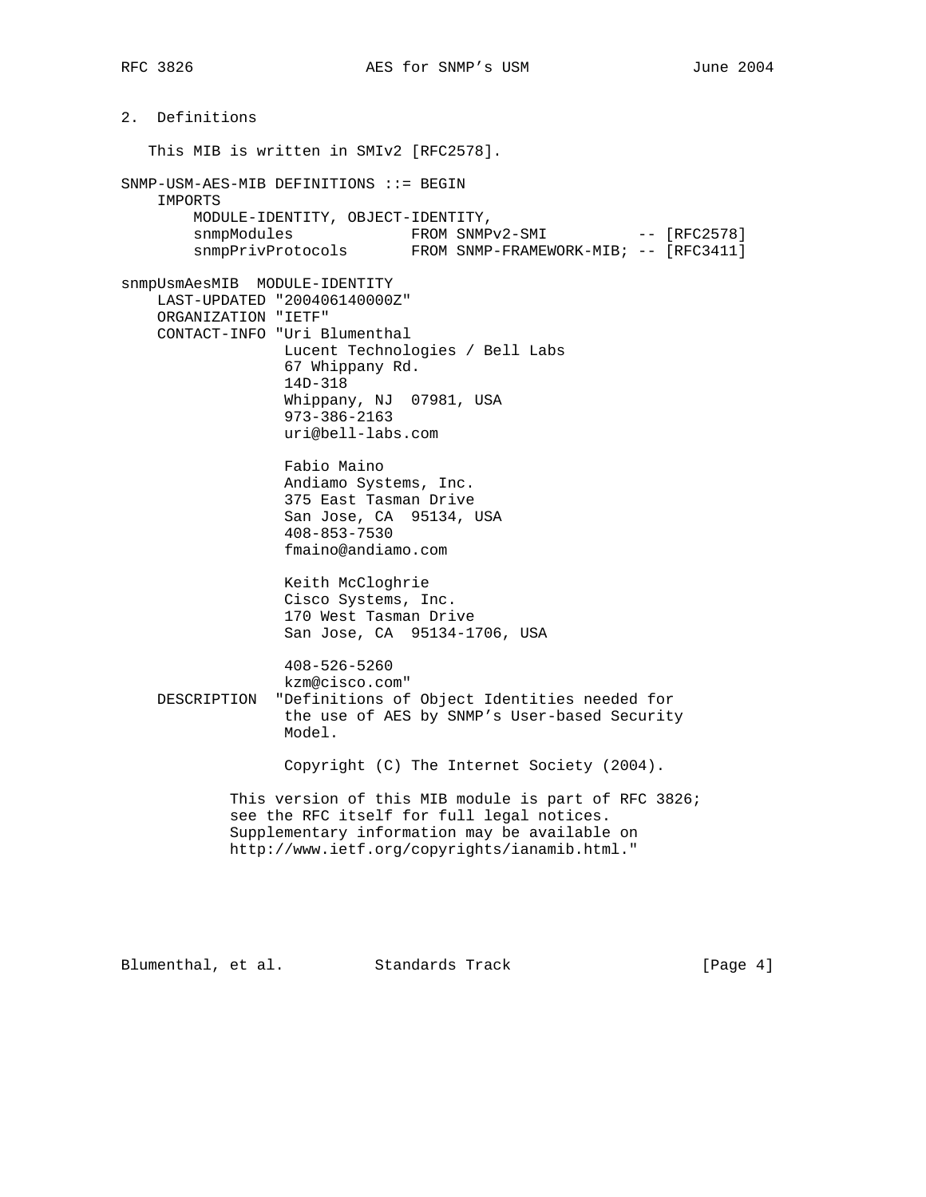## 2. Definitions

This MIB is written in SMIv2 [RFC2578].

```
SNMP-USM-AES-MIB DEFINITIONS ::= BEGIN
    IMPORTS
        MODULE-IDENTITY, OBJECT-IDENTITY,
        snmpModules             FROM SNMPv2-SMI          -- [RFC2578]
        snmpPrivProtocols       FROM SNMP-FRAMEWORK-MIB; -- [RFC3411]

snmpUsmAesMIB  MODULE-IDENTITY
    LAST-UPDATED "200406140000Z"
    ORGANIZATION "IETF"
    CONTACT-INFO "Uri Blumenthal
                  Lucent Technologies / Bell Labs
                  67 Whippany Rd.
                  14D-318
                  Whippany, NJ  07981, USA
                  973-386-2163
                  uri@bell-labs.com

                  Fabio Maino
                  Andiamo Systems, Inc.
                  375 East Tasman Drive
                  San Jose, CA  95134, USA
                  408-853-7530
                  fmaino@andiamo.com

                  Keith McCloghrie
                  Cisco Systems, Inc.
                  170 West Tasman Drive
                  San Jose, CA  95134-1706, USA

                  408-526-5260
                  kzm@cisco.com"
    DESCRIPTION  "Definitions of Object Identities needed for
                  the use of AES by SNMP's User-based Security
                  Model.

                  Copyright (C) The Internet Society (2004).

            This version of this MIB module is part of RFC 3826;
            see the RFC itself for full legal notices.
            Supplementary information may be available on
            http://www.ietf.org/copyrights/ianamib.html."
```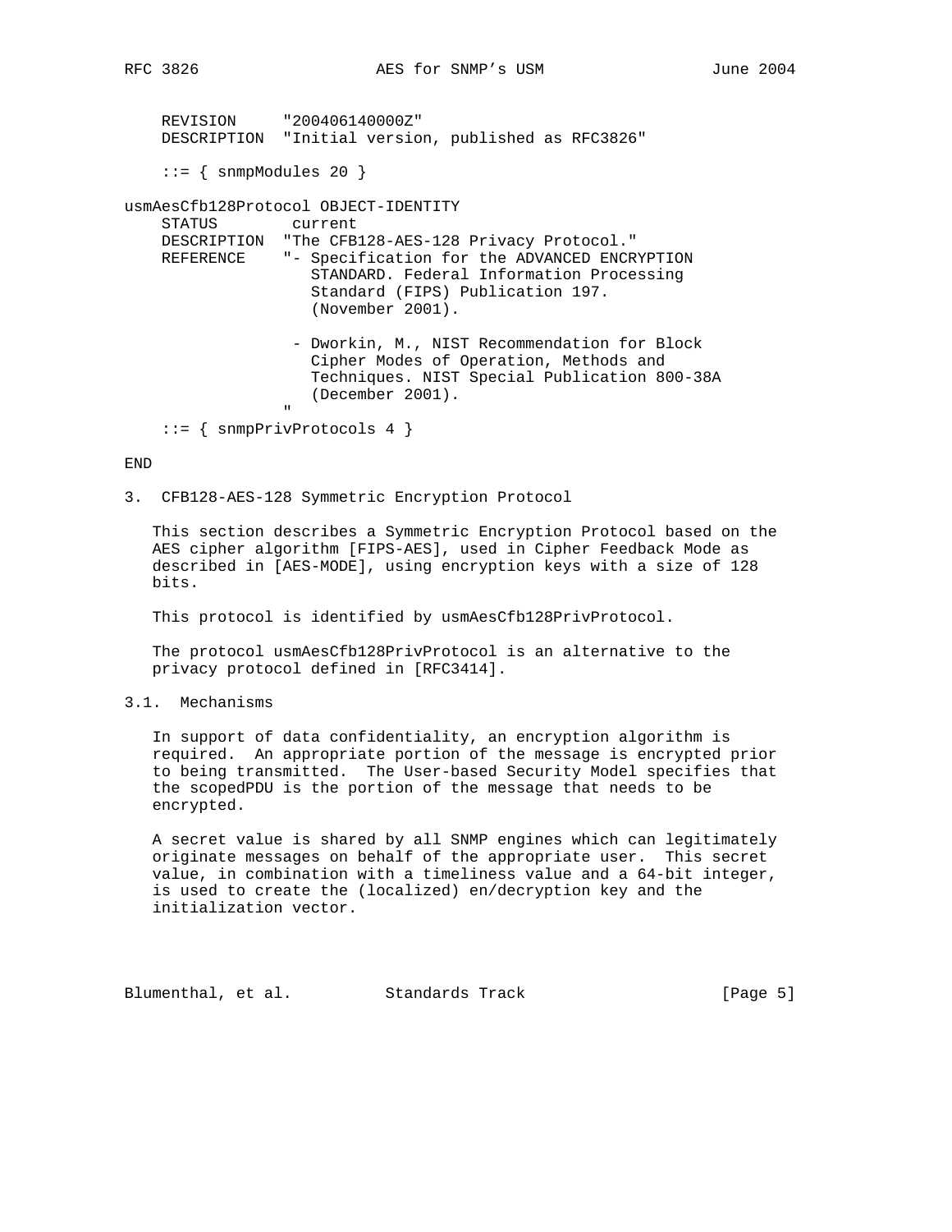```
    REVISION     "200406140000Z"
    DESCRIPTION  "Initial version, published as RFC3826"

    ::= { snmpModules 20 }

usmAesCfb128Protocol OBJECT-IDENTITY
    STATUS        current
    DESCRIPTION  "The CFB128-AES-128 Privacy Protocol."
    REFERENCE    "- Specification for the ADVANCED ENCRYPTION
                    STANDARD. Federal Information Processing
                    Standard (FIPS) Publication 197.
                    (November 2001).

                  - Dworkin, M., NIST Recommendation for Block
                    Cipher Modes of Operation, Methods and
                    Techniques. NIST Special Publication 800-38A
                    (December 2001).
                 "
    ::= { snmpPrivProtocols 4 }

END
```

## 3. CFB128-AES-128 Symmetric Encryption Protocol

This section describes a Symmetric Encryption Protocol based on the AES cipher algorithm [FIPS-AES], used in Cipher Feedback Mode as described in [AES-MODE], using encryption keys with a size of 128 bits.

This protocol is identified by usmAesCfb128PrivProtocol.

The protocol usmAesCfb128PrivProtocol is an alternative to the privacy protocol defined in [RFC3414].

### 3.1. Mechanisms

In support of data confidentiality, an encryption algorithm is required. An appropriate portion of the message is encrypted prior to being transmitted. The User-based Security Model specifies that the scopedPDU is the portion of the message that needs to be encrypted.

A secret value is shared by all SNMP engines which can legitimately originate messages on behalf of the appropriate user. This secret value, in combination with a timeliness value and a 64-bit integer, is used to create the (localized) en/decryption key and the initialization vector.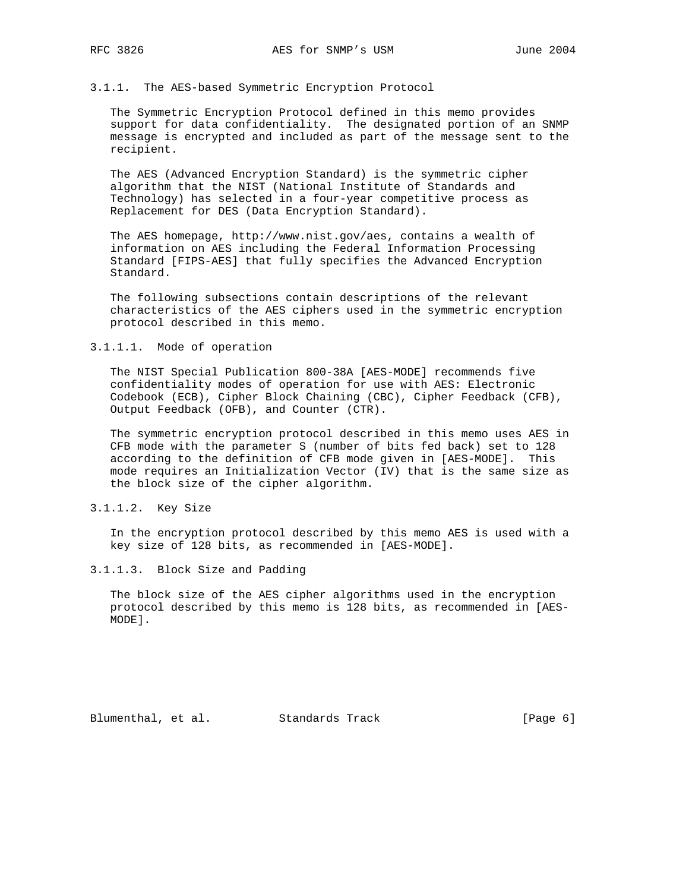#### 3.1.1. The AES-based Symmetric Encryption Protocol

The Symmetric Encryption Protocol defined in this memo provides support for data confidentiality. The designated portion of an SNMP message is encrypted and included as part of the message sent to the recipient.

The AES (Advanced Encryption Standard) is the symmetric cipher algorithm that the NIST (National Institute of Standards and Technology) has selected in a four-year competitive process as Replacement for DES (Data Encryption Standard).

The AES homepage, http://www.nist.gov/aes, contains a wealth of information on AES including the Federal Information Processing Standard [FIPS-AES] that fully specifies the Advanced Encryption Standard.

The following subsections contain descriptions of the relevant characteristics of the AES ciphers used in the symmetric encryption protocol described in this memo.

##### 3.1.1.1. Mode of operation

The NIST Special Publication 800-38A [AES-MODE] recommends five confidentiality modes of operation for use with AES: Electronic Codebook (ECB), Cipher Block Chaining (CBC), Cipher Feedback (CFB), Output Feedback (OFB), and Counter (CTR).

The symmetric encryption protocol described in this memo uses AES in CFB mode with the parameter S (number of bits fed back) set to 128 according to the definition of CFB mode given in [AES-MODE]. This mode requires an Initialization Vector (IV) that is the same size as the block size of the cipher algorithm.

##### 3.1.1.2. Key Size

In the encryption protocol described by this memo AES is used with a key size of 128 bits, as recommended in [AES-MODE].

##### 3.1.1.3. Block Size and Padding

The block size of the AES cipher algorithms used in the encryption protocol described by this memo is 128 bits, as recommended in [AES-MODE].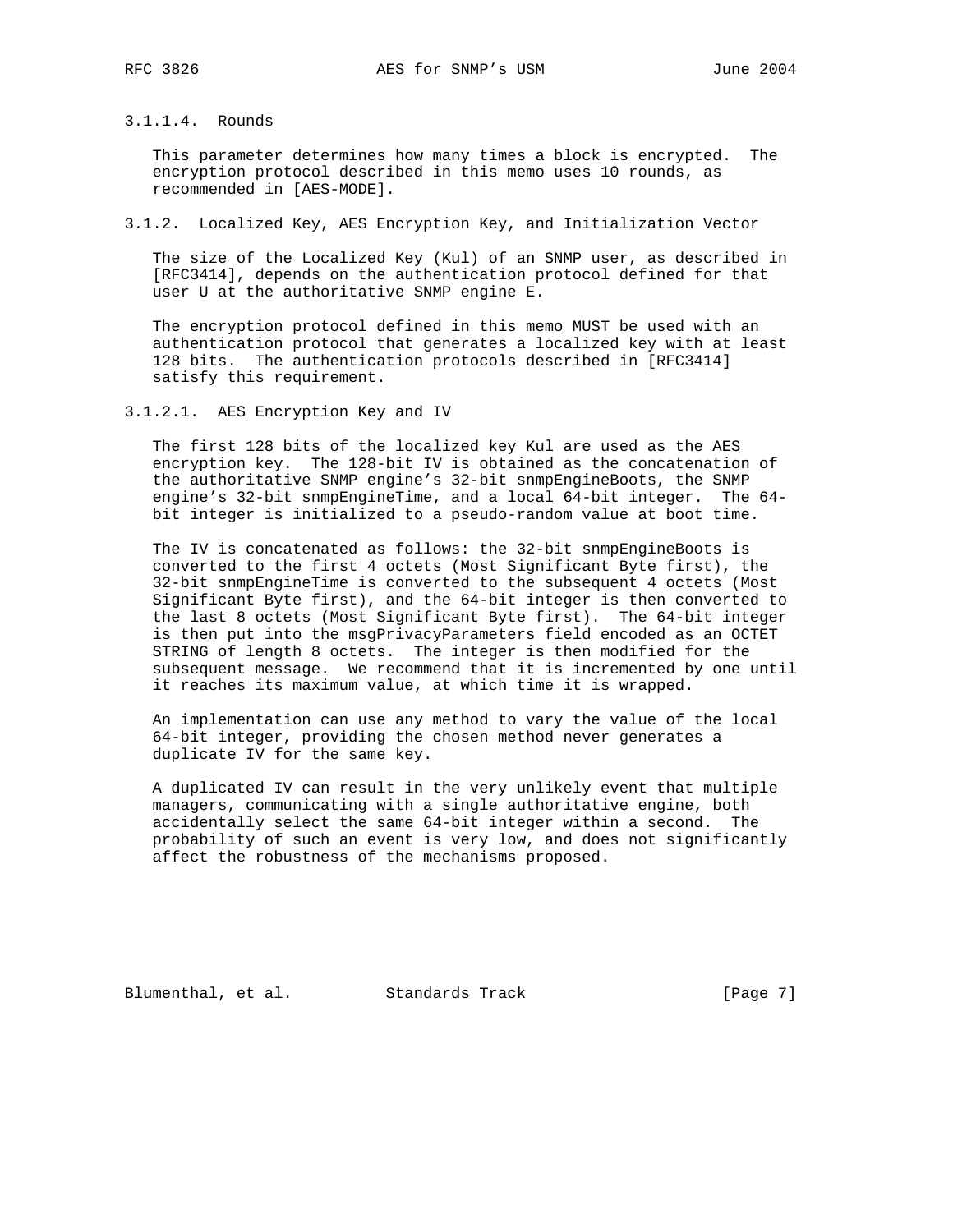#### 3.1.1.4. Rounds

This parameter determines how many times a block is encrypted. The encryption protocol described in this memo uses 10 rounds, as recommended in [AES-MODE].

### 3.1.2. Localized Key, AES Encryption Key, and Initialization Vector

The size of the Localized Key (Kul) of an SNMP user, as described in [RFC3414], depends on the authentication protocol defined for that user U at the authoritative SNMP engine E.

The encryption protocol defined in this memo MUST be used with an authentication protocol that generates a localized key with at least 128 bits. The authentication protocols described in [RFC3414] satisfy this requirement.

#### 3.1.2.1. AES Encryption Key and IV

The first 128 bits of the localized key Kul are used as the AES encryption key. The 128-bit IV is obtained as the concatenation of the authoritative SNMP engine's 32-bit snmpEngineBoots, the SNMP engine's 32-bit snmpEngineTime, and a local 64-bit integer. The 64-bit integer is initialized to a pseudo-random value at boot time.

The IV is concatenated as follows: the 32-bit snmpEngineBoots is converted to the first 4 octets (Most Significant Byte first), the 32-bit snmpEngineTime is converted to the subsequent 4 octets (Most Significant Byte first), and the 64-bit integer is then converted to the last 8 octets (Most Significant Byte first). The 64-bit integer is then put into the msgPrivacyParameters field encoded as an OCTET STRING of length 8 octets. The integer is then modified for the subsequent message. We recommend that it is incremented by one until it reaches its maximum value, at which time it is wrapped.

An implementation can use any method to vary the value of the local 64-bit integer, providing the chosen method never generates a duplicate IV for the same key.

A duplicated IV can result in the very unlikely event that multiple managers, communicating with a single authoritative engine, both accidentally select the same 64-bit integer within a second. The probability of such an event is very low, and does not significantly affect the robustness of the mechanisms proposed.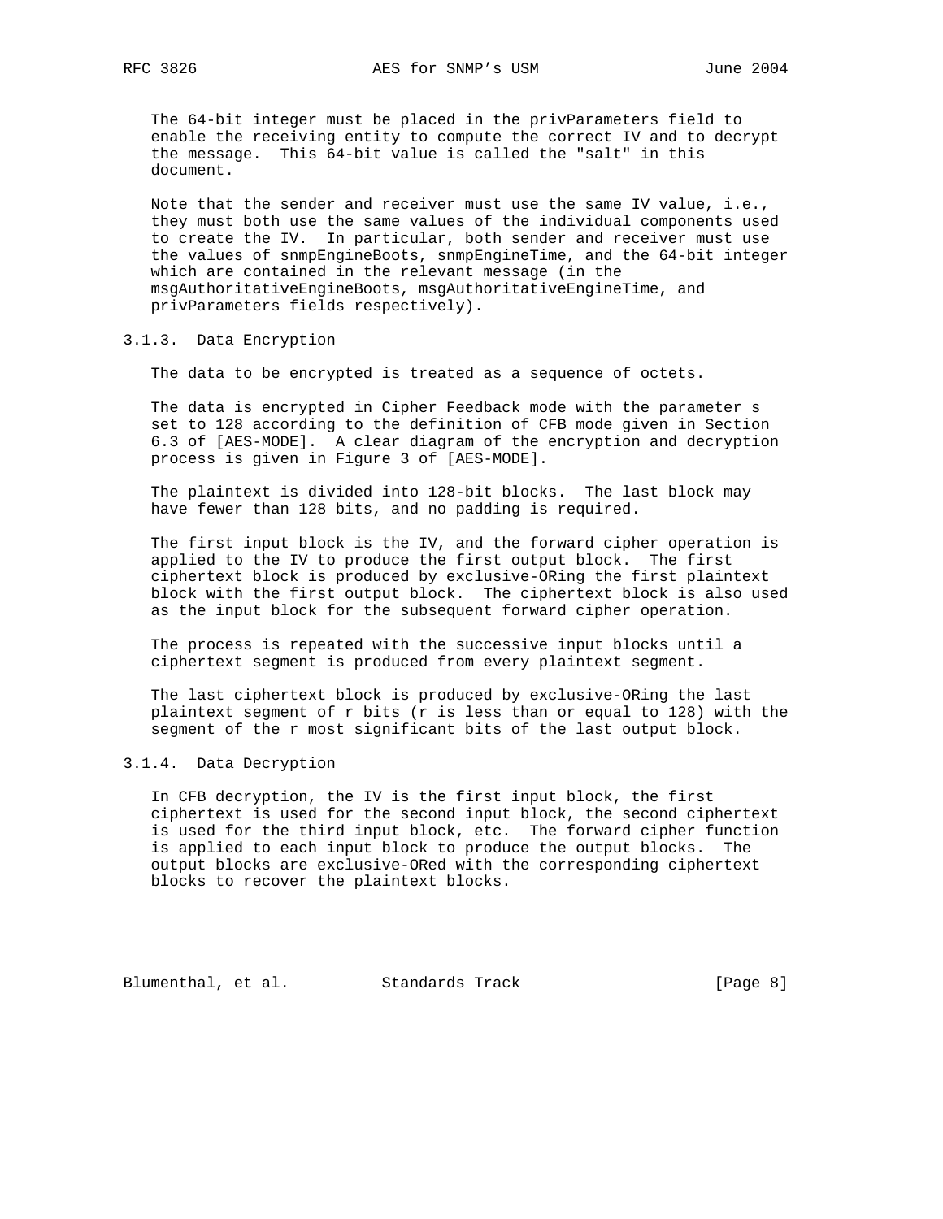The 64-bit integer must be placed in the privParameters field to enable the receiving entity to compute the correct IV and to decrypt the message. This 64-bit value is called the "salt" in this document.

Note that the sender and receiver must use the same IV value, i.e., they must both use the same values of the individual components used to create the IV. In particular, both sender and receiver must use the values of snmpEngineBoots, snmpEngineTime, and the 64-bit integer which are contained in the relevant message (in the msgAuthoritativeEngineBoots, msgAuthoritativeEngineTime, and privParameters fields respectively).

### 3.1.3. Data Encryption

The data to be encrypted is treated as a sequence of octets.

The data is encrypted in Cipher Feedback mode with the parameter s set to 128 according to the definition of CFB mode given in Section 6.3 of [AES-MODE]. A clear diagram of the encryption and decryption process is given in Figure 3 of [AES-MODE].

The plaintext is divided into 128-bit blocks. The last block may have fewer than 128 bits, and no padding is required.

The first input block is the IV, and the forward cipher operation is applied to the IV to produce the first output block. The first ciphertext block is produced by exclusive-ORing the first plaintext block with the first output block. The ciphertext block is also used as the input block for the subsequent forward cipher operation.

The process is repeated with the successive input blocks until a ciphertext segment is produced from every plaintext segment.

The last ciphertext block is produced by exclusive-ORing the last plaintext segment of r bits (r is less than or equal to 128) with the segment of the r most significant bits of the last output block.

### 3.1.4. Data Decryption

In CFB decryption, the IV is the first input block, the first ciphertext is used for the second input block, the second ciphertext is used for the third input block, etc. The forward cipher function is applied to each input block to produce the output blocks. The output blocks are exclusive-ORed with the corresponding ciphertext blocks to recover the plaintext blocks.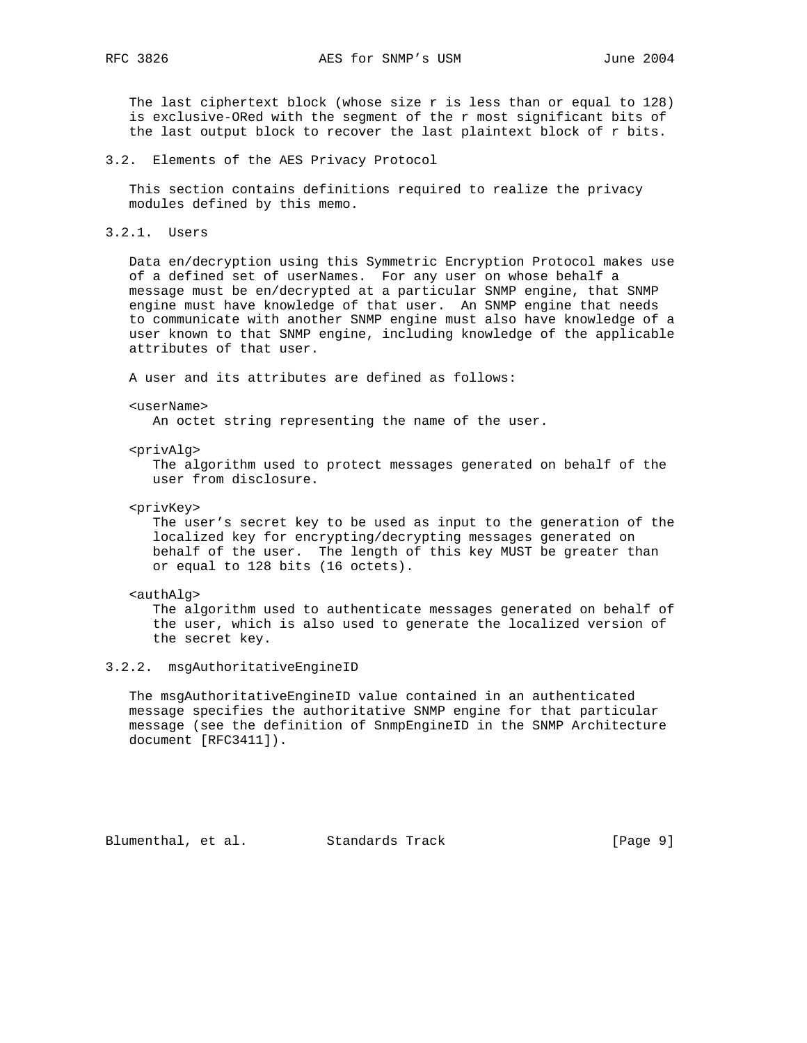The last ciphertext block (whose size r is less than or equal to 128) is exclusive-ORed with the segment of the r most significant bits of the last output block to recover the last plaintext block of r bits.

### 3.2. Elements of the AES Privacy Protocol

This section contains definitions required to realize the privacy modules defined by this memo.

#### 3.2.1. Users

Data en/decryption using this Symmetric Encryption Protocol makes use of a defined set of userNames. For any user on whose behalf a message must be en/decrypted at a particular SNMP engine, that SNMP engine must have knowledge of that user. An SNMP engine that needs to communicate with another SNMP engine must also have knowledge of a user known to that SNMP engine, including knowledge of the applicable attributes of that user.

A user and its attributes are defined as follows:

<userName>
An octet string representing the name of the user.

<privAlg>
The algorithm used to protect messages generated on behalf of the user from disclosure.

<privKey>
The user's secret key to be used as input to the generation of the localized key for encrypting/decrypting messages generated on behalf of the user. The length of this key MUST be greater than or equal to 128 bits (16 octets).

<authAlg>
The algorithm used to authenticate messages generated on behalf of the user, which is also used to generate the localized version of the secret key.

#### 3.2.2. msgAuthoritativeEngineID

The msgAuthoritativeEngineID value contained in an authenticated message specifies the authoritative SNMP engine for that particular message (see the definition of SnmpEngineID in the SNMP Architecture document [RFC3411]).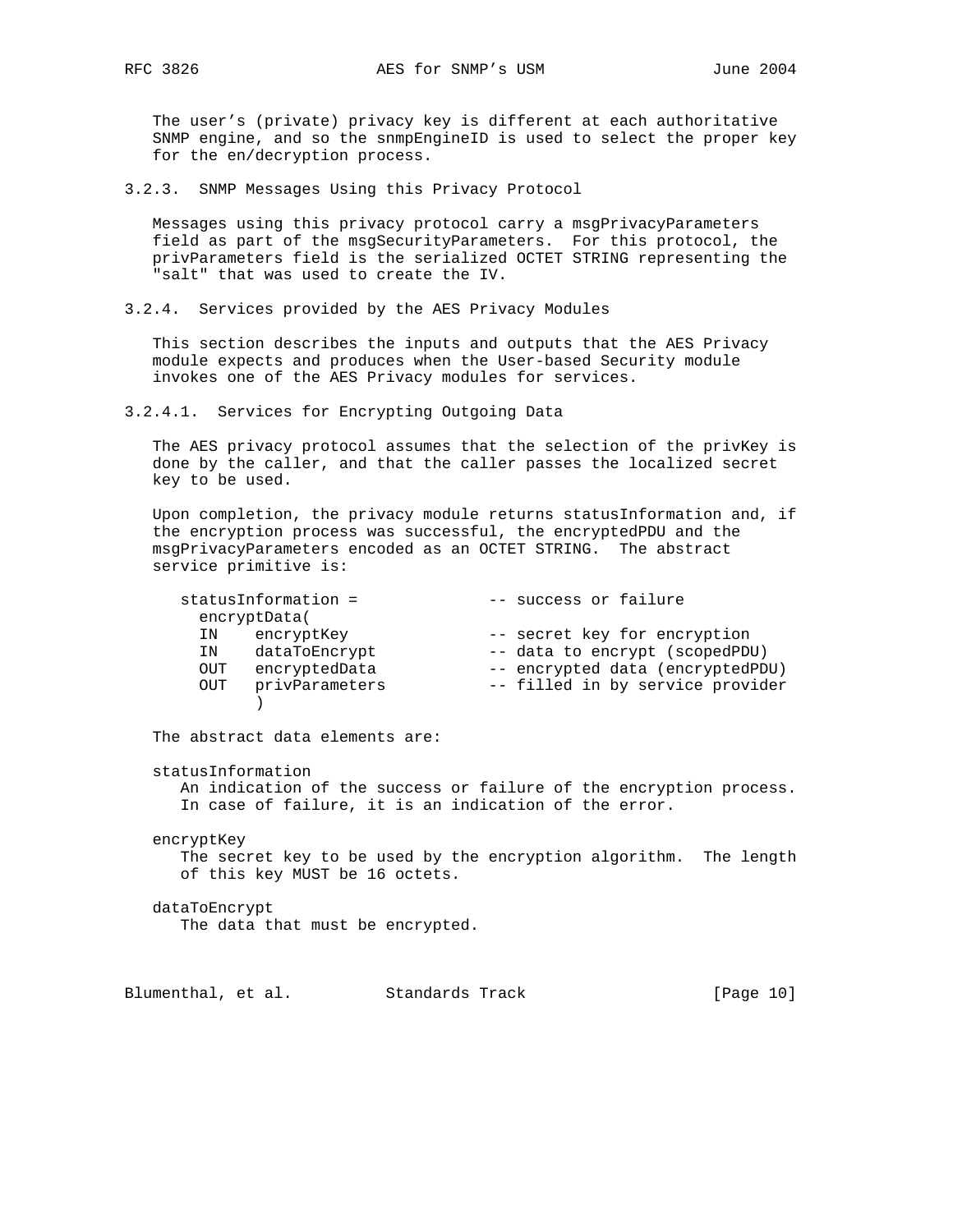The user's (private) privacy key is different at each authoritative SNMP engine, and so the snmpEngineID is used to select the proper key for the en/decryption process.

### 3.2.3. SNMP Messages Using this Privacy Protocol

Messages using this privacy protocol carry a msgPrivacyParameters field as part of the msgSecurityParameters. For this protocol, the privParameters field is the serialized OCTET STRING representing the "salt" that was used to create the IV.

### 3.2.4. Services provided by the AES Privacy Modules

This section describes the inputs and outputs that the AES Privacy module expects and produces when the User-based Security module invokes one of the AES Privacy modules for services.

#### 3.2.4.1. Services for Encrypting Outgoing Data

The AES privacy protocol assumes that the selection of the privKey is done by the caller, and that the caller passes the localized secret key to be used.

Upon completion, the privacy module returns statusInformation and, if the encryption process was successful, the encryptedPDU and the msgPrivacyParameters encoded as an OCTET STRING. The abstract service primitive is:

```
statusInformation =              -- success or failure
  encryptData(
  IN    encryptKey               -- secret key for encryption
  IN    dataToEncrypt            -- data to encrypt (scopedPDU)
  OUT   encryptedData            -- encrypted data (encryptedPDU)
  OUT   privParameters           -- filled in by service provider
        )
```

The abstract data elements are:

statusInformation
  An indication of the success or failure of the encryption process. In case of failure, it is an indication of the error.

encryptKey
  The secret key to be used by the encryption algorithm. The length of this key MUST be 16 octets.

dataToEncrypt
  The data that must be encrypted.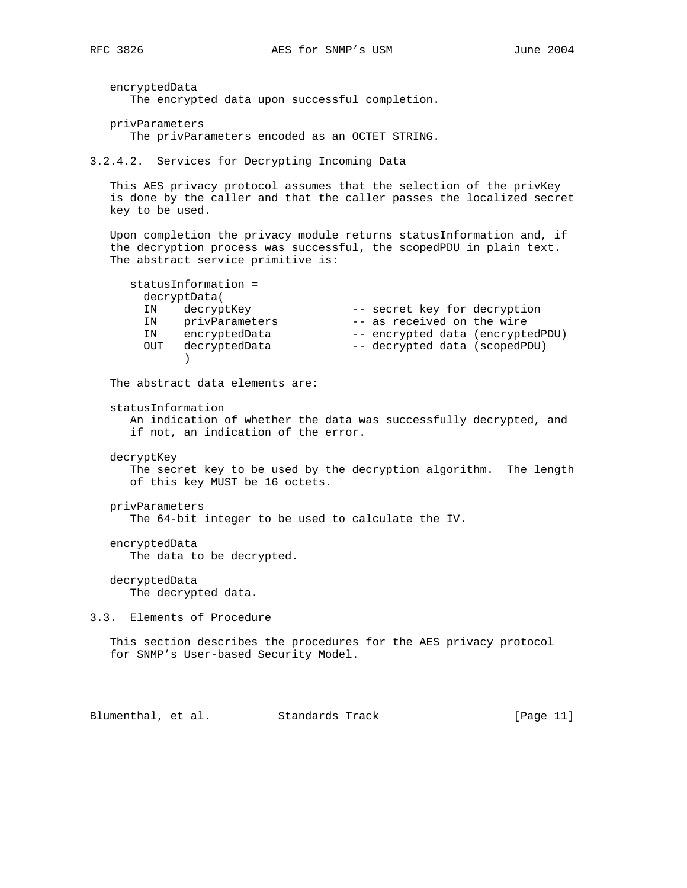encryptedData
   The encrypted data upon successful completion.

privParameters
   The privParameters encoded as an OCTET STRING.

### 3.2.4.2. Services for Decrypting Incoming Data

This AES privacy protocol assumes that the selection of the privKey is done by the caller and that the caller passes the localized secret key to be used.

Upon completion the privacy module returns statusInformation and, if the decryption process was successful, the scopedPDU in plain text. The abstract service primitive is:

```
statusInformation =
  decryptData(
  IN    decryptKey              -- secret key for decryption
  IN    privParameters          -- as received on the wire
  IN    encryptedData           -- encrypted data (encryptedPDU)
  OUT   decryptedData           -- decrypted data (scopedPDU)
        )
```

The abstract data elements are:

statusInformation
   An indication of whether the data was successfully decrypted, and if not, an indication of the error.

decryptKey
   The secret key to be used by the decryption algorithm. The length of this key MUST be 16 octets.

privParameters
   The 64-bit integer to be used to calculate the IV.

encryptedData
   The data to be decrypted.

decryptedData
   The decrypted data.

## 3.3. Elements of Procedure

This section describes the procedures for the AES privacy protocol for SNMP's User-based Security Model.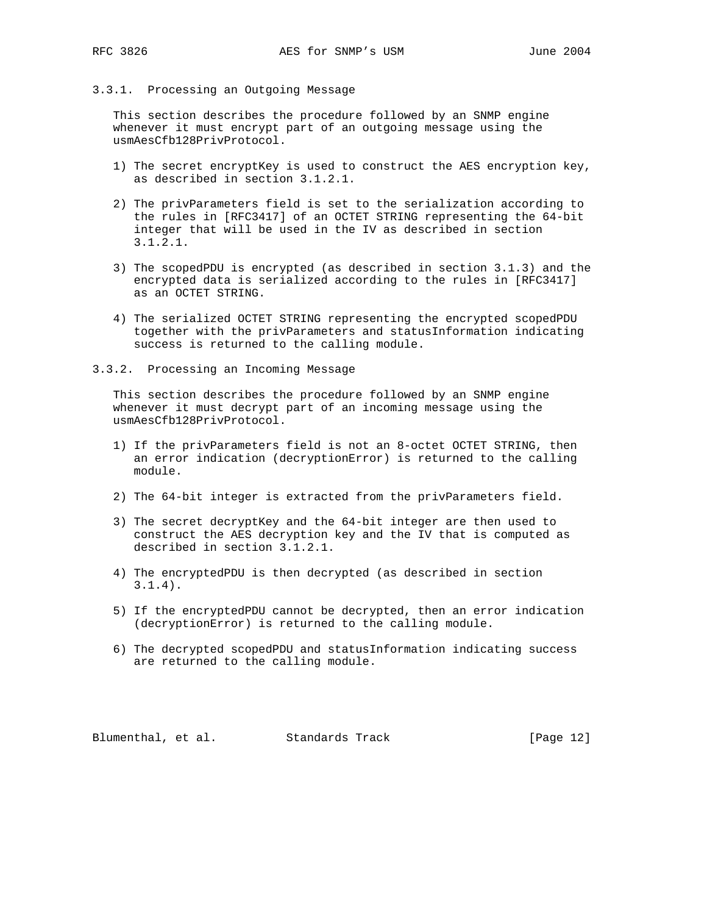### 3.3.1. Processing an Outgoing Message

This section describes the procedure followed by an SNMP engine whenever it must encrypt part of an outgoing message using the usmAesCfb128PrivProtocol.

1) The secret encryptKey is used to construct the AES encryption key, as described in section 3.1.2.1.

2) The privParameters field is set to the serialization according to the rules in [RFC3417] of an OCTET STRING representing the 64-bit integer that will be used in the IV as described in section 3.1.2.1.

3) The scopedPDU is encrypted (as described in section 3.1.3) and the encrypted data is serialized according to the rules in [RFC3417] as an OCTET STRING.

4) The serialized OCTET STRING representing the encrypted scopedPDU together with the privParameters and statusInformation indicating success is returned to the calling module.

### 3.3.2. Processing an Incoming Message

This section describes the procedure followed by an SNMP engine whenever it must decrypt part of an incoming message using the usmAesCfb128PrivProtocol.

1) If the privParameters field is not an 8-octet OCTET STRING, then an error indication (decryptionError) is returned to the calling module.

2) The 64-bit integer is extracted from the privParameters field.

3) The secret decryptKey and the 64-bit integer are then used to construct the AES decryption key and the IV that is computed as described in section 3.1.2.1.

4) The encryptedPDU is then decrypted (as described in section 3.1.4).

5) If the encryptedPDU cannot be decrypted, then an error indication (decryptionError) is returned to the calling module.

6) The decrypted scopedPDU and statusInformation indicating success are returned to the calling module.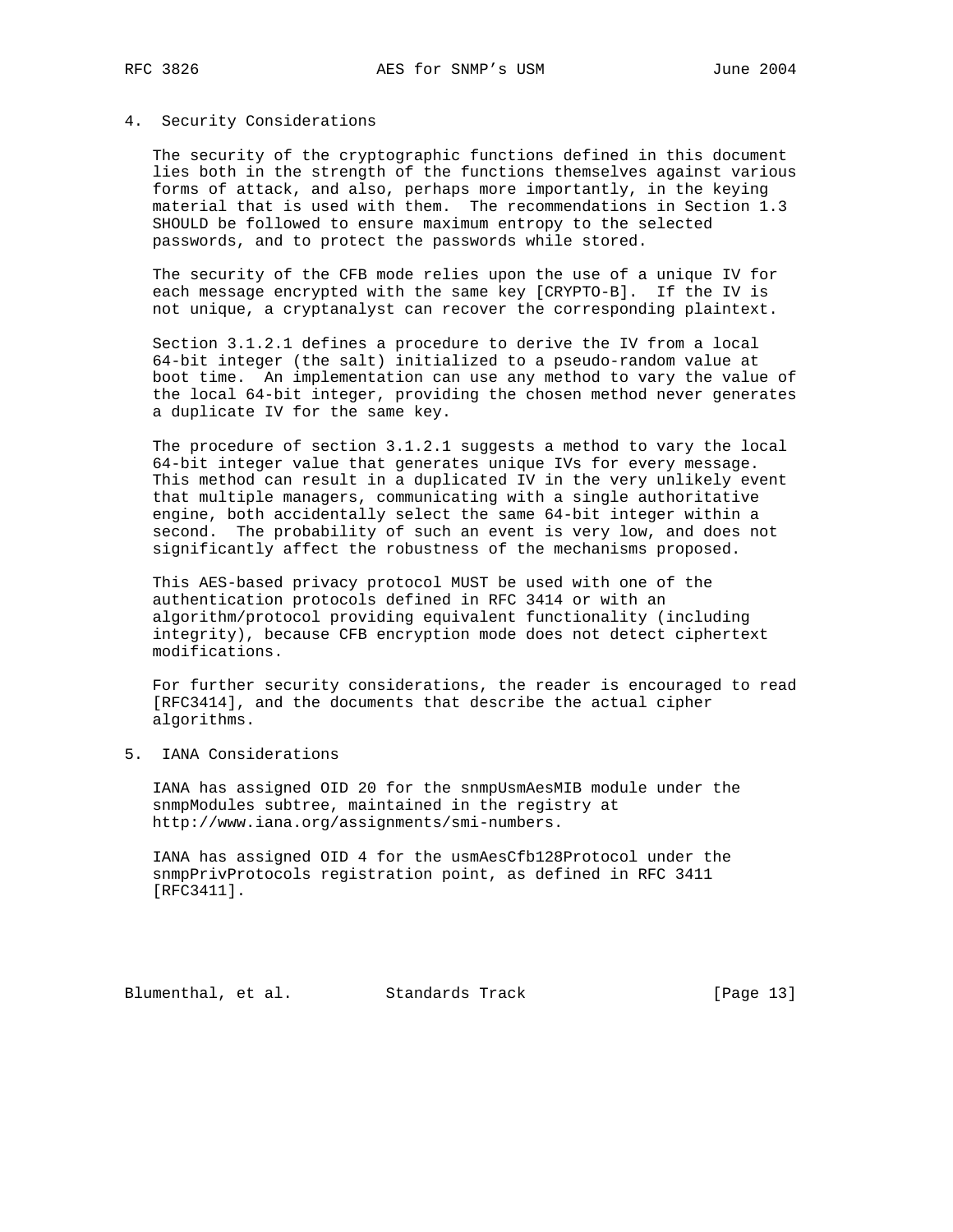## 4. Security Considerations

The security of the cryptographic functions defined in this document lies both in the strength of the functions themselves against various forms of attack, and also, perhaps more importantly, in the keying material that is used with them. The recommendations in Section 1.3 SHOULD be followed to ensure maximum entropy to the selected passwords, and to protect the passwords while stored.

The security of the CFB mode relies upon the use of a unique IV for each message encrypted with the same key [CRYPTO-B]. If the IV is not unique, a cryptanalyst can recover the corresponding plaintext.

Section 3.1.2.1 defines a procedure to derive the IV from a local 64-bit integer (the salt) initialized to a pseudo-random value at boot time. An implementation can use any method to vary the value of the local 64-bit integer, providing the chosen method never generates a duplicate IV for the same key.

The procedure of section 3.1.2.1 suggests a method to vary the local 64-bit integer value that generates unique IVs for every message. This method can result in a duplicated IV in the very unlikely event that multiple managers, communicating with a single authoritative engine, both accidentally select the same 64-bit integer within a second. The probability of such an event is very low, and does not significantly affect the robustness of the mechanisms proposed.

This AES-based privacy protocol MUST be used with one of the authentication protocols defined in RFC 3414 or with an algorithm/protocol providing equivalent functionality (including integrity), because CFB encryption mode does not detect ciphertext modifications.

For further security considerations, the reader is encouraged to read [RFC3414], and the documents that describe the actual cipher algorithms.

## 5. IANA Considerations

IANA has assigned OID 20 for the snmpUsmAesMIB module under the snmpModules subtree, maintained in the registry at http://www.iana.org/assignments/smi-numbers.

IANA has assigned OID 4 for the usmAesCfb128Protocol under the snmpPrivProtocols registration point, as defined in RFC 3411 [RFC3411].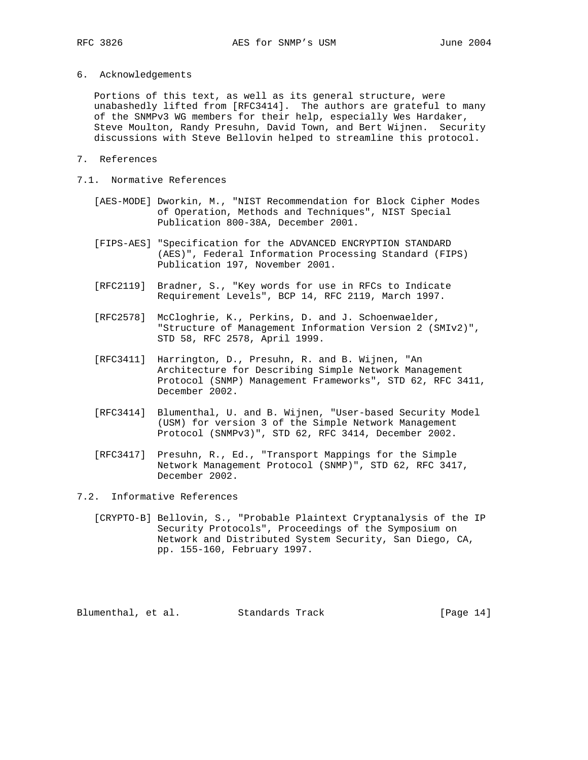## 6. Acknowledgements

Portions of this text, as well as its general structure, were unabashedly lifted from [RFC3414]. The authors are grateful to many of the SNMPv3 WG members for their help, especially Wes Hardaker, Steve Moulton, Randy Presuhn, David Town, and Bert Wijnen. Security discussions with Steve Bellovin helped to streamline this protocol.

## 7. References

### 7.1. Normative References

[AES-MODE] Dworkin, M., "NIST Recommendation for Block Cipher Modes of Operation, Methods and Techniques", NIST Special Publication 800-38A, December 2001.

[FIPS-AES] "Specification for the ADVANCED ENCRYPTION STANDARD (AES)", Federal Information Processing Standard (FIPS) Publication 197, November 2001.

[RFC2119] Bradner, S., "Key words for use in RFCs to Indicate Requirement Levels", BCP 14, RFC 2119, March 1997.

[RFC2578] McCloghrie, K., Perkins, D. and J. Schoenwaelder, "Structure of Management Information Version 2 (SMIv2)", STD 58, RFC 2578, April 1999.

[RFC3411] Harrington, D., Presuhn, R. and B. Wijnen, "An Architecture for Describing Simple Network Management Protocol (SNMP) Management Frameworks", STD 62, RFC 3411, December 2002.

[RFC3414] Blumenthal, U. and B. Wijnen, "User-based Security Model (USM) for version 3 of the Simple Network Management Protocol (SNMPv3)", STD 62, RFC 3414, December 2002.

[RFC3417] Presuhn, R., Ed., "Transport Mappings for the Simple Network Management Protocol (SNMP)", STD 62, RFC 3417, December 2002.

### 7.2. Informative References

[CRYPTO-B] Bellovin, S., "Probable Plaintext Cryptanalysis of the IP Security Protocols", Proceedings of the Symposium on Network and Distributed System Security, San Diego, CA, pp. 155-160, February 1997.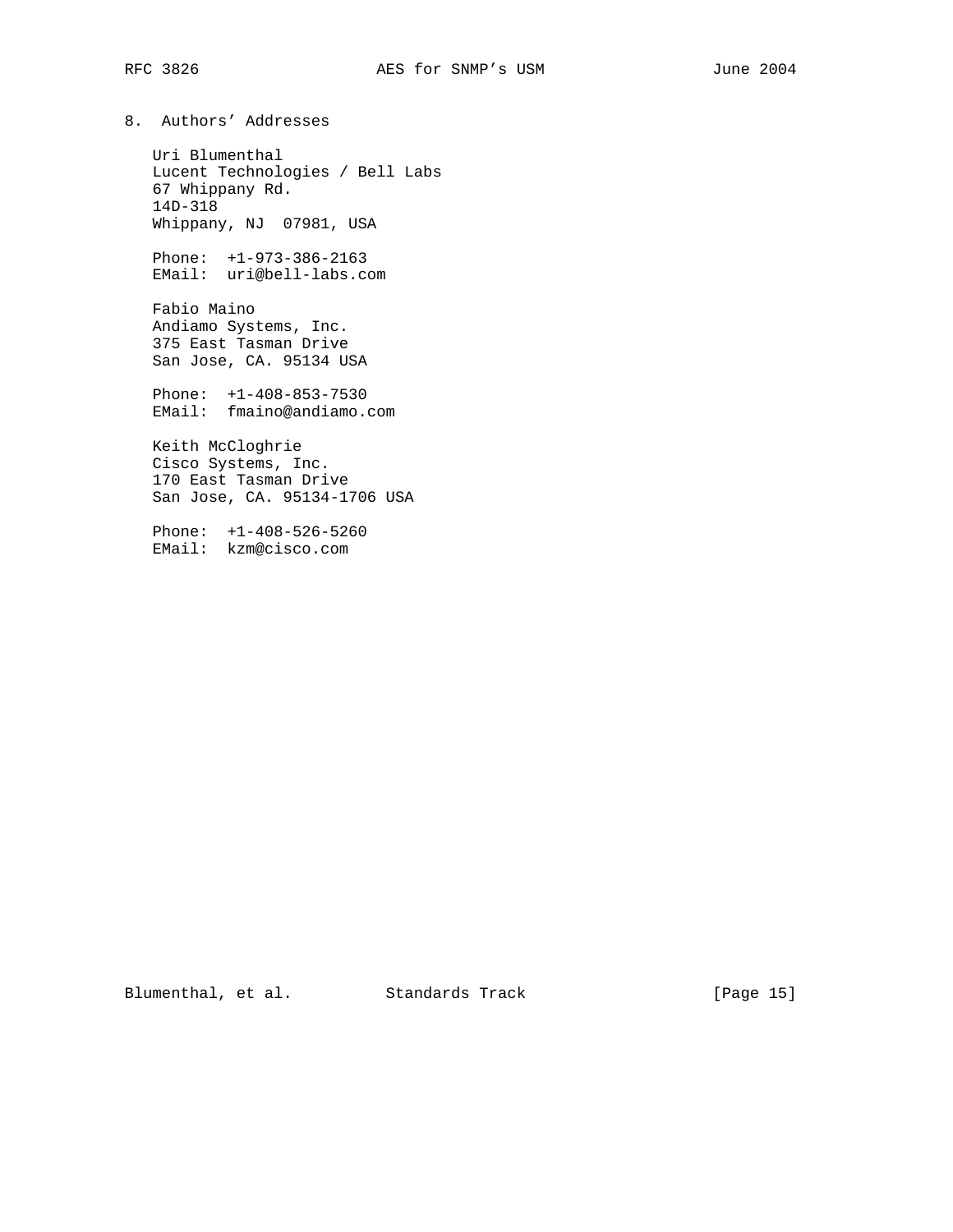## 8. Authors' Addresses

Uri Blumenthal
Lucent Technologies / Bell Labs
67 Whippany Rd.
14D-318
Whippany, NJ 07981, USA

Phone: +1-973-386-2163
EMail: uri@bell-labs.com

Fabio Maino
Andiamo Systems, Inc.
375 East Tasman Drive
San Jose, CA. 95134 USA

Phone: +1-408-853-7530
EMail: fmaino@andiamo.com

Keith McCloghrie
Cisco Systems, Inc.
170 East Tasman Drive
San Jose, CA. 95134-1706 USA

Phone: +1-408-526-5260
EMail: kzm@cisco.com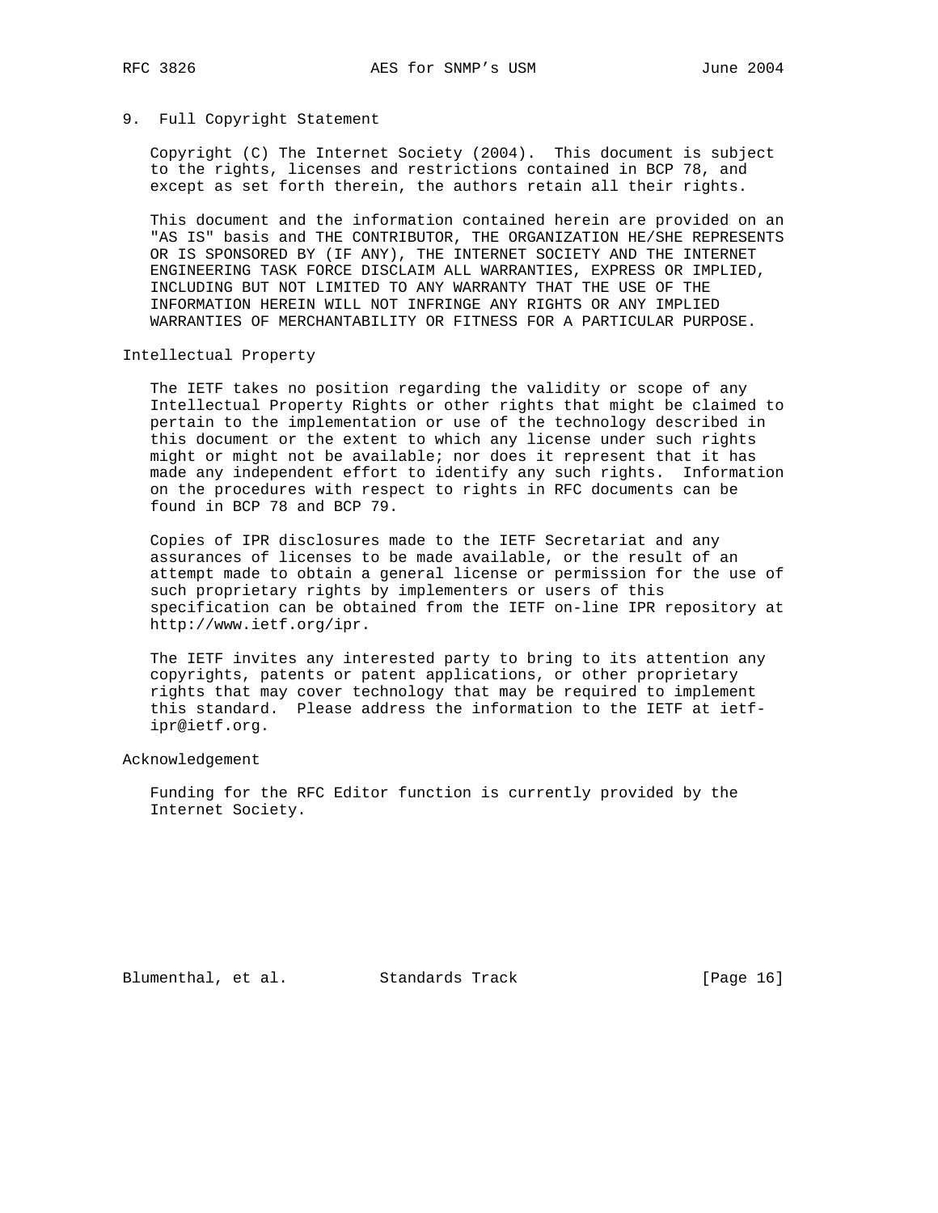## 9. Full Copyright Statement

Copyright (C) The Internet Society (2004). This document is subject to the rights, licenses and restrictions contained in BCP 78, and except as set forth therein, the authors retain all their rights.

This document and the information contained herein are provided on an "AS IS" basis and THE CONTRIBUTOR, THE ORGANIZATION HE/SHE REPRESENTS OR IS SPONSORED BY (IF ANY), THE INTERNET SOCIETY AND THE INTERNET ENGINEERING TASK FORCE DISCLAIM ALL WARRANTIES, EXPRESS OR IMPLIED, INCLUDING BUT NOT LIMITED TO ANY WARRANTY THAT THE USE OF THE INFORMATION HEREIN WILL NOT INFRINGE ANY RIGHTS OR ANY IMPLIED WARRANTIES OF MERCHANTABILITY OR FITNESS FOR A PARTICULAR PURPOSE.

## Intellectual Property

The IETF takes no position regarding the validity or scope of any Intellectual Property Rights or other rights that might be claimed to pertain to the implementation or use of the technology described in this document or the extent to which any license under such rights might or might not be available; nor does it represent that it has made any independent effort to identify any such rights. Information on the procedures with respect to rights in RFC documents can be found in BCP 78 and BCP 79.

Copies of IPR disclosures made to the IETF Secretariat and any assurances of licenses to be made available, or the result of an attempt made to obtain a general license or permission for the use of such proprietary rights by implementers or users of this specification can be obtained from the IETF on-line IPR repository at http://www.ietf.org/ipr.

The IETF invites any interested party to bring to its attention any copyrights, patents or patent applications, or other proprietary rights that may cover technology that may be required to implement this standard. Please address the information to the IETF at ietf-ipr@ietf.org.

## Acknowledgement

Funding for the RFC Editor function is currently provided by the Internet Society.